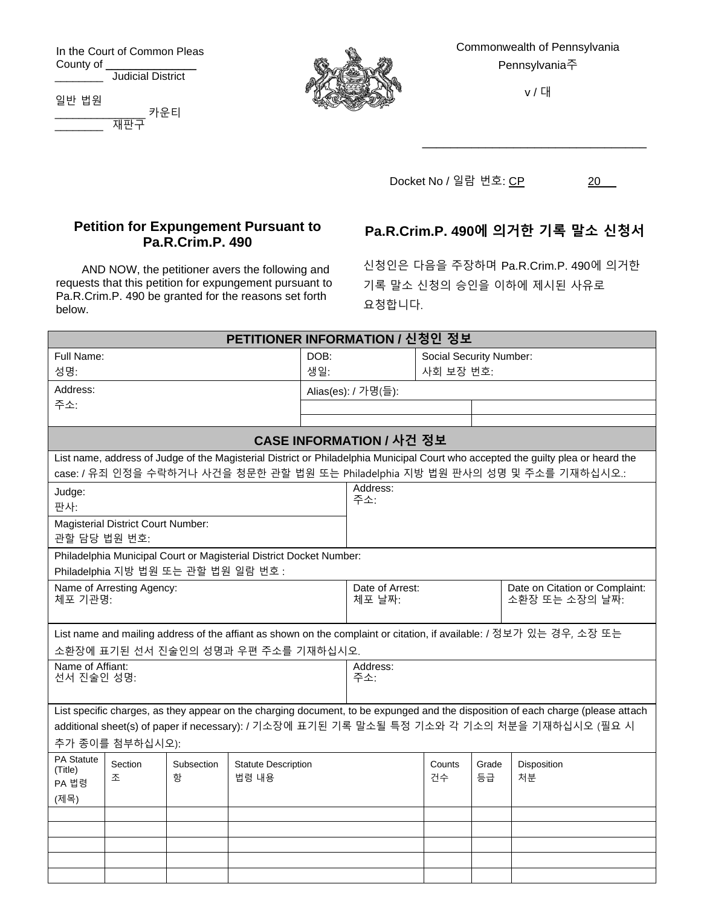In the Court of Common Pleas
County of ______________
________ Judicial District

일반 법원
______________ 카운티
________ 재판구

Commonwealth of Pennsylvania
Pennsylvania주

v / 대

_________________________________

Docket No / 일람 번호: CP ________ 20___

## Petition for Expungement Pursuant to Pa.R.Crim.P. 490

AND NOW, the petitioner avers the following and requests that this petition for expungement pursuant to Pa.R.Crim.P. 490 be granted for the reasons set forth below.

## Pa.R.Crim.P. 490에 의거한 기록 말소 신청서

신청인은 다음을 주장하며 Pa.R.Crim.P. 490에 의거한 기록 말소 신청의 승인을 이하에 제시된 사유로 요청합니다.

### PETITIONER INFORMATION / 신청인 정보

| Full Name:<br>성명: | DOB:<br>생일: | Social Security Number:<br>사회 보장 번호: |
|---|---|---|
| Address:<br>주소: | Alias(es): / 가명(들): | |
| | | |
| | | |

### CASE INFORMATION / 사건 정보

List name, address of Judge of the Magisterial District or Philadelphia Municipal Court who accepted the guilty plea or heard the case: / 유죄 인정을 수락하거나 사건을 청문한 관할 법원 또는 Philadelphia 지방 법원 판사의 성명 및 주소를 기재하십시오.:

| Judge:<br>판사: | Address:<br>주소: |
|---|---|
| Magisterial District Court Number:<br>관할 담당 법원 번호: | |

Philadelphia Municipal Court or Magisterial District Docket Number:
Philadelphia 지방 법원 또는 관할 법원 일람 번호 :

| Name of Arresting Agency:<br>체포 기관명: | Date of Arrest:<br>체포 날짜: | Date on Citation or Complaint:<br>소환장 또는 소장의 날짜: |
|---|---|---|

List name and mailing address of the affiant as shown on the complaint or citation, if available: / 정보가 있는 경우, 소장 또는 소환장에 표기된 선서 진술인의 성명과 우편 주소를 기재하십시오.

| Name of Affiant:<br>선서 진술인 성명: | Address:<br>주소: |
|---|---|

List specific charges, as they appear on the charging document, to be expunged and the disposition of each charge (please attach additional sheet(s) of paper if necessary): / 기소장에 표기된 기록 말소될 특정 기소와 각 기소의 처분을 기재하십시오 (필요 시 추가 종이를 첨부하십시오):

| PA Statute (Title)<br>PA 법령 (제목) | Section<br>조 | Subsection<br>항 | Statute Description<br>법령 내용 | Counts<br>건수 | Grade<br>등급 | Disposition<br>처분 |
|---|---|---|---|---|---|---|
| | | | | | | |
| | | | | | | |
| | | | | | | |
| | | | | | | |
| | | | | | | |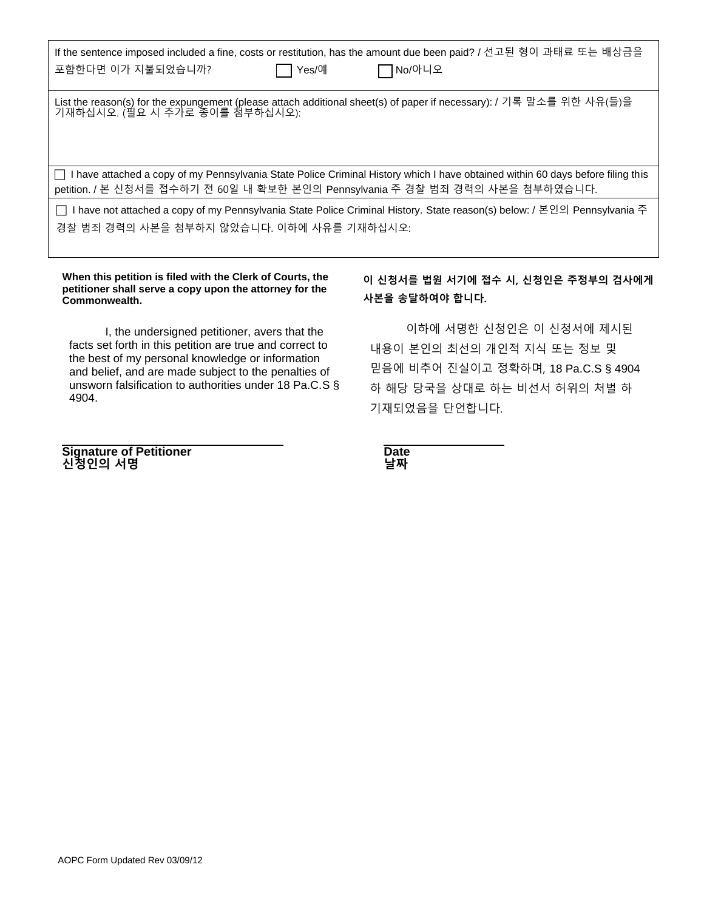If the sentence imposed included a fine, costs or restitution, has the amount due been paid? / 선고된 형이 과태료 또는 배상금을 포함한다면 이가 지불되었습니까? ☐ Yes/예 ☐ No/아니오

List the reason(s) for the expungement (please attach additional sheet(s) of paper if necessary): / 기록 말소를 위한 사유(들)을 기재하십시오. (필요 시 추가로 종이를 첨부하십시오):

☐ I have attached a copy of my Pennsylvania State Police Criminal History which I have obtained within 60 days before filing this petition. / 본 신청서를 접수하기 전 60일 내 확보한 본인의 Pennsylvania 주 경찰 범죄 경력의 사본을 첨부하였습니다.

☐ I have not attached a copy of my Pennsylvania State Police Criminal History. State reason(s) below: / 본인의 Pennsylvania 주 경찰 범죄 경력의 사본을 첨부하지 않았습니다. 이하에 사유를 기재하십시오:

**When this petition is filed with the Clerk of Courts, the petitioner shall serve a copy upon the attorney for the Commonwealth.**

I, the undersigned petitioner, avers that the facts set forth in this petition are true and correct to the best of my personal knowledge or information and belief, and are made subject to the penalties of unsworn falsification to authorities under 18 Pa.C.S § 4904.

**이 신청서를 법원 서기에 접수 시, 신청인은 주정부의 검사에게 사본을 송달하여야 합니다.**

이하에 서명한 신청인은 이 신청서에 제시된 내용이 본인의 최선의 개인적 지식 또는 정보 및 믿음에 비추어 진실이고 정확하며, 18 Pa.C.S § 4904 하 해당 당국을 상대로 하는 비선서 허위의 처벌 하 기재되었음을 단언합니다.

**Signature of Petitioner**
**신청인의 서명**

**Date**
**날짜**

AOPC Form Updated Rev 03/09/12